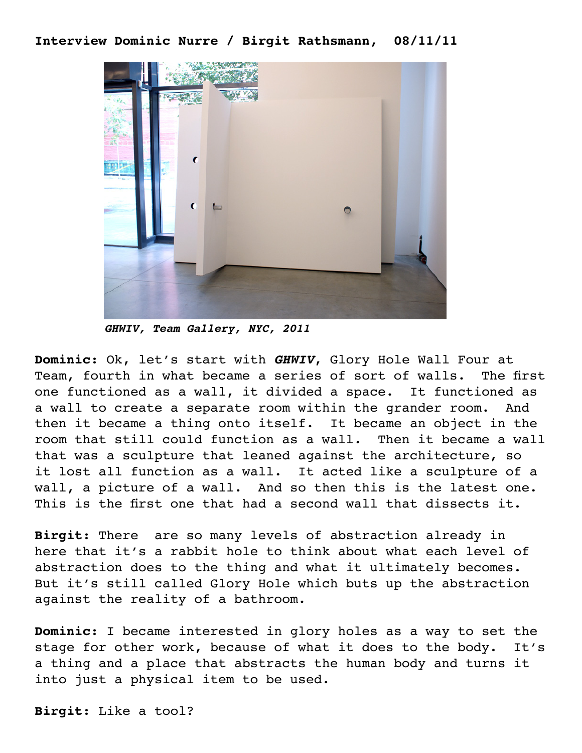**Interview Dominic Nurre / Birgit Rathsmann, 08/11/11**

***GHWIV, Team Gallery, NYC, 2011***

**Dominic:** Ok, let's start with ***GHWIV***, Glory Hole Wall Four at Team, fourth in what became a series of sort of walls. The first one functioned as a wall, it divided a space. It functioned as a wall to create a separate room within the grander room. And then it became a thing onto itself. It became an object in the room that still could function as a wall. Then it became a wall that was a sculpture that leaned against the architecture, so it lost all function as a wall. It acted like a sculpture of a wall, a picture of a wall. And so then this is the latest one. This is the first one that had a second wall that dissects it.

**Birgit:** There are so many levels of abstraction already in here that it's a rabbit hole to think about what each level of abstraction does to the thing and what it ultimately becomes. But it's still called Glory Hole which buts up the abstraction against the reality of a bathroom.

**Dominic:** I became interested in glory holes as a way to set the stage for other work, because of what it does to the body. It's a thing and a place that abstracts the human body and turns it into just a physical item to be used.

**Birgit:** Like a tool?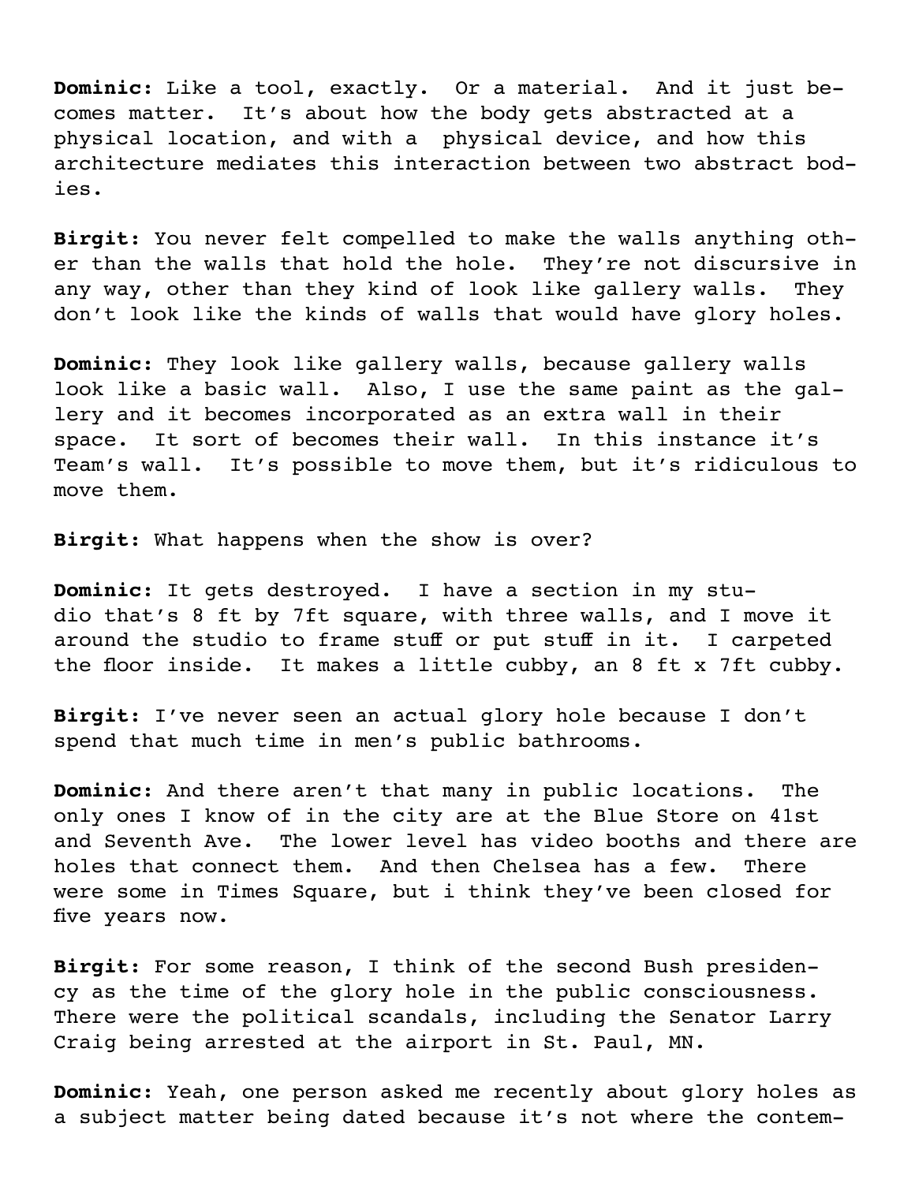**Dominic:** Like a tool, exactly. Or a material. And it just becomes matter. It's about how the body gets abstracted at a physical location, and with a physical device, and how this architecture mediates this interaction between two abstract bodies.

**Birgit:** You never felt compelled to make the walls anything other than the walls that hold the hole. They're not discursive in any way, other than they kind of look like gallery walls. They don't look like the kinds of walls that would have glory holes.

**Dominic:** They look like gallery walls, because gallery walls look like a basic wall. Also, I use the same paint as the gallery and it becomes incorporated as an extra wall in their space. It sort of becomes their wall. In this instance it's Team's wall. It's possible to move them, but it's ridiculous to move them.

**Birgit:** What happens when the show is over?

**Dominic:** It gets destroyed. I have a section in my studio that's 8 ft by 7ft square, with three walls, and I move it around the studio to frame stuff or put stuff in it. I carpeted the floor inside. It makes a little cubby, an 8 ft x 7ft cubby.

**Birgit:** I've never seen an actual glory hole because I don't spend that much time in men's public bathrooms.

**Dominic:** And there aren't that many in public locations. The only ones I know of in the city are at the Blue Store on 41st and Seventh Ave. The lower level has video booths and there are holes that connect them. And then Chelsea has a few. There were some in Times Square, but i think they've been closed for five years now.

**Birgit:** For some reason, I think of the second Bush presidency as the time of the glory hole in the public consciousness. There were the political scandals, including the Senator Larry Craig being arrested at the airport in St. Paul, MN.

**Dominic:** Yeah, one person asked me recently about glory holes as a subject matter being dated because it's not where the contem-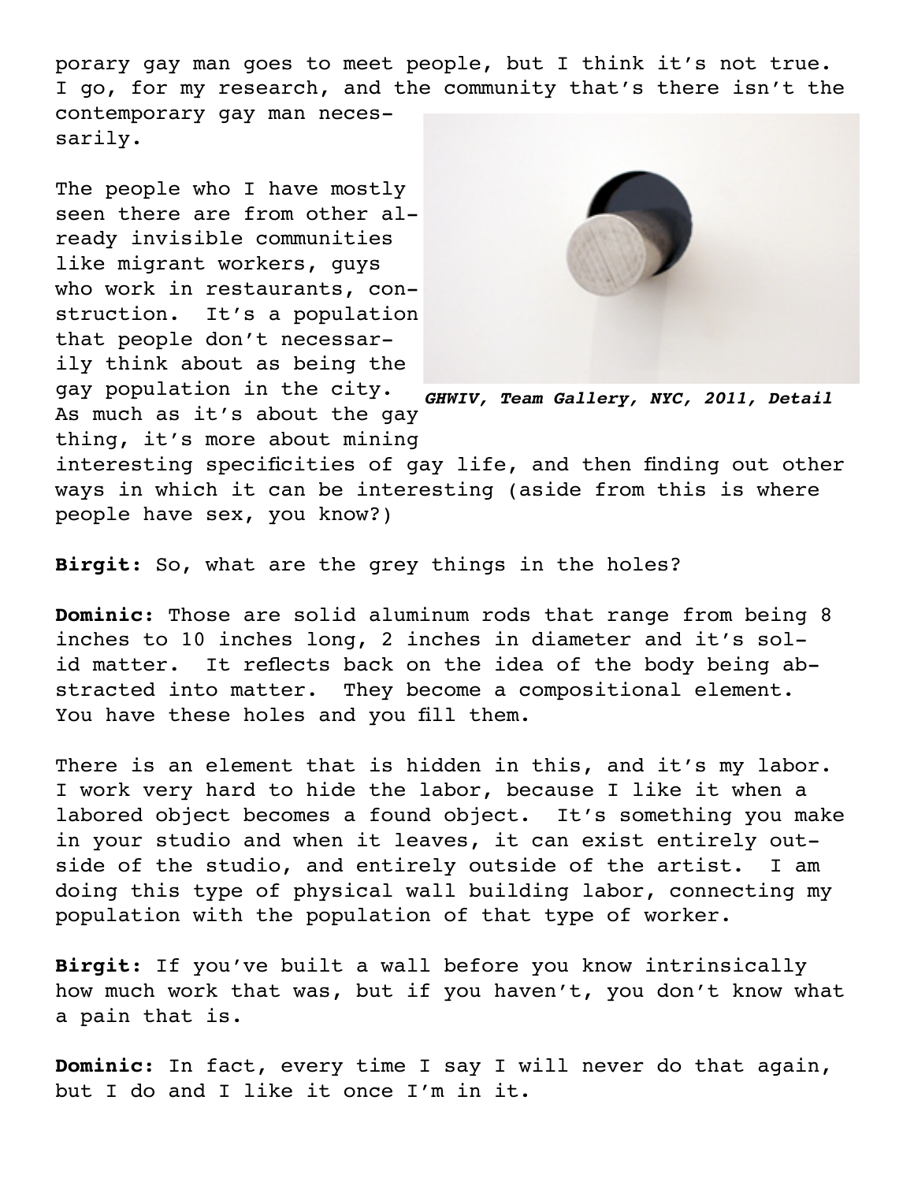porary gay man goes to meet people, but I think it's not true. I go, for my research, and the community that's there isn't the contemporary gay man necessarily.

The people who I have mostly seen there are from other already invisible communities like migrant workers, guys who work in restaurants, construction. It's a population that people don't necessarily think about as being the gay population in the city. As much as it's about the gay thing, it's more about mining interesting specificities of gay life, and then finding out other ways in which it can be interesting (aside from this is where people have sex, you know?)

***GHWIV, Team Gallery, NYC, 2011, Detail***

**Birgit:** So, what are the grey things in the holes?

**Dominic:** Those are solid aluminum rods that range from being 8 inches to 10 inches long, 2 inches in diameter and it's solid matter. It reflects back on the idea of the body being abstracted into matter. They become a compositional element. You have these holes and you fill them.

There is an element that is hidden in this, and it's my labor. I work very hard to hide the labor, because I like it when a labored object becomes a found object. It's something you make in your studio and when it leaves, it can exist entirely outside of the studio, and entirely outside of the artist. I am doing this type of physical wall building labor, connecting my population with the population of that type of worker.

**Birgit:** If you've built a wall before you know intrinsically how much work that was, but if you haven't, you don't know what a pain that is.

**Dominic:** In fact, every time I say I will never do that again, but I do and I like it once I'm in it.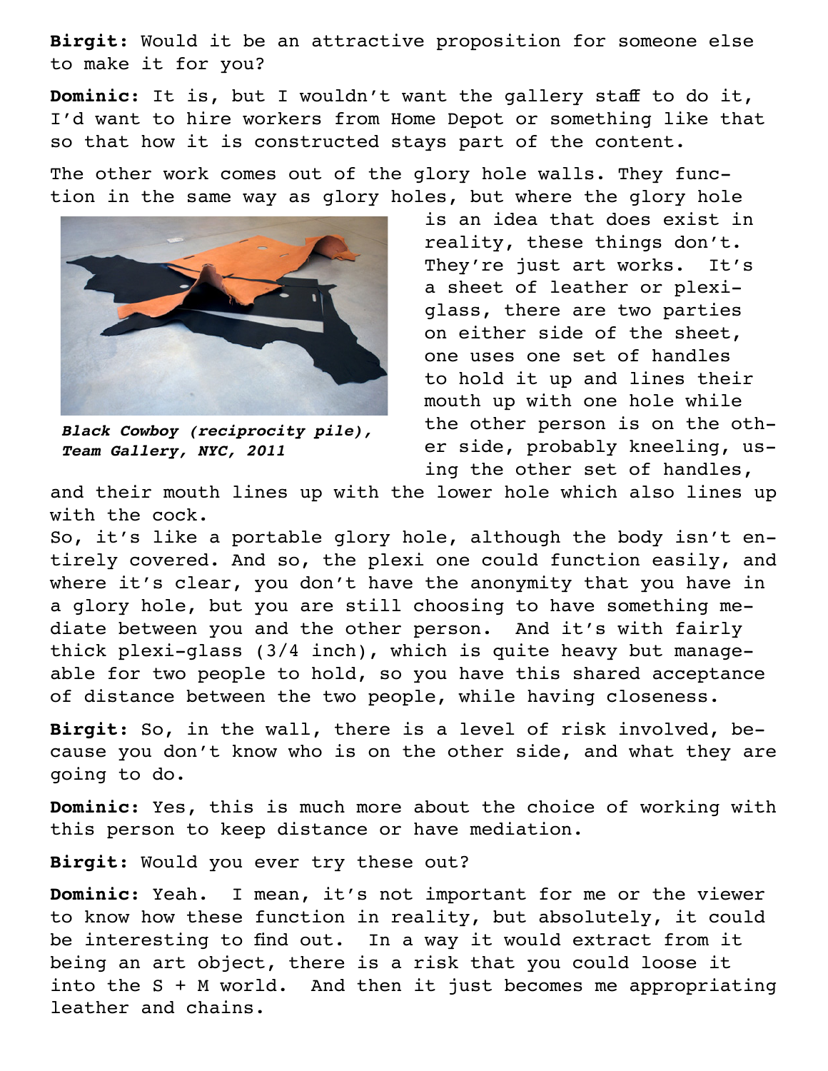**Birgit:** Would it be an attractive proposition for someone else to make it for you?

**Dominic:** It is, but I wouldn't want the gallery staff to do it, I'd want to hire workers from Home Depot or something like that so that how it is constructed stays part of the content.

The other work comes out of the glory hole walls. They function in the same way as glory holes, but where the glory hole is an idea that does exist in reality, these things don't. They're just art works. It's a sheet of leather or plexi-glass, there are two parties on either side of the sheet, one uses one set of handles to hold it up and lines their mouth up with one hole while the other person is on the other side, probably kneeling, using the other set of handles, and their mouth lines up with the lower hole which also lines up with the cock.

***Black Cowboy (reciprocity pile), Team Gallery, NYC, 2011***

So, it's like a portable glory hole, although the body isn't entirely covered. And so, the plexi one could function easily, and where it's clear, you don't have the anonymity that you have in a glory hole, but you are still choosing to have something mediate between you and the other person. And it's with fairly thick plexi-glass (3/4 inch), which is quite heavy but manageable for two people to hold, so you have this shared acceptance of distance between the two people, while having closeness.

**Birgit:** So, in the wall, there is a level of risk involved, because you don't know who is on the other side, and what they are going to do.

**Dominic:** Yes, this is much more about the choice of working with this person to keep distance or have mediation.

**Birgit:** Would you ever try these out?

**Dominic:** Yeah. I mean, it's not important for me or the viewer to know how these function in reality, but absolutely, it could be interesting to find out. In a way it would extract from it being an art object, there is a risk that you could loose it into the S + M world. And then it just becomes me appropriating leather and chains.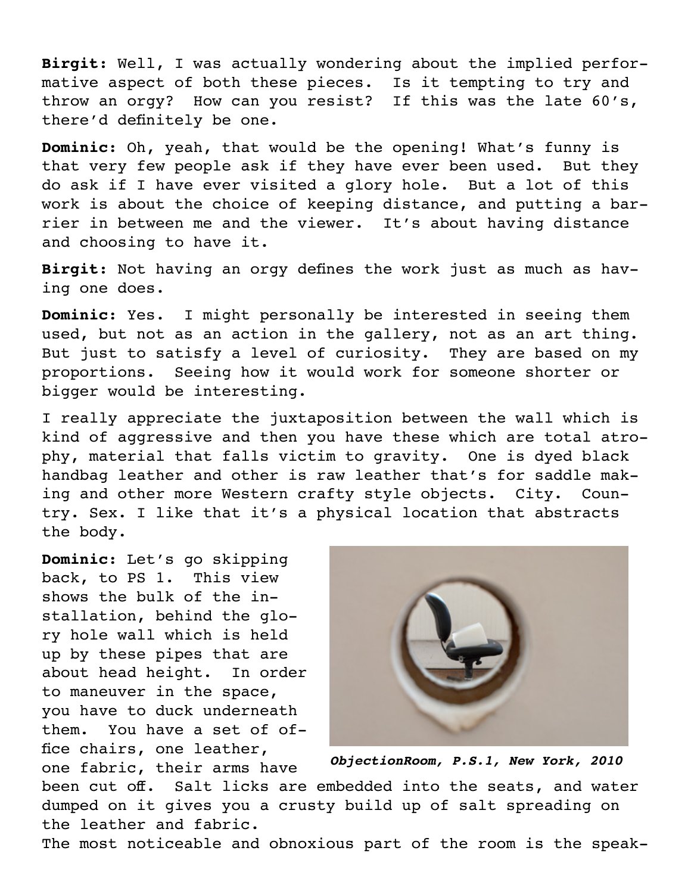**Birgit:** Well, I was actually wondering about the implied performative aspect of both these pieces. Is it tempting to try and throw an orgy? How can you resist? If this was the late 60's, there'd definitely be one.

**Dominic:** Oh, yeah, that would be the opening! What's funny is that very few people ask if they have ever been used. But they do ask if I have ever visited a glory hole. But a lot of this work is about the choice of keeping distance, and putting a barrier in between me and the viewer. It's about having distance and choosing to have it.

**Birgit:** Not having an orgy defines the work just as much as having one does.

**Dominic:** Yes. I might personally be interested in seeing them used, but not as an action in the gallery, not as an art thing. But just to satisfy a level of curiosity. They are based on my proportions. Seeing how it would work for someone shorter or bigger would be interesting.

I really appreciate the juxtaposition between the wall which is kind of aggressive and then you have these which are total atrophy, material that falls victim to gravity. One is dyed black handbag leather and other is raw leather that's for saddle making and other more Western crafty style objects. City. Country. Sex. I like that it's a physical location that abstracts the body.

**Dominic:** Let's go skipping back, to PS 1. This view shows the bulk of the installation, behind the glory hole wall which is held up by these pipes that are about head height. In order to maneuver in the space, you have to duck underneath them. You have a set of office chairs, one leather, one fabric, their arms have been cut off. Salt licks are embedded into the seats, and water dumped on it gives you a crusty build up of salt spreading on the leather and fabric.

*ObjectionRoom, P.S.1, New York, 2010*

The most noticeable and obnoxious part of the room is the speak-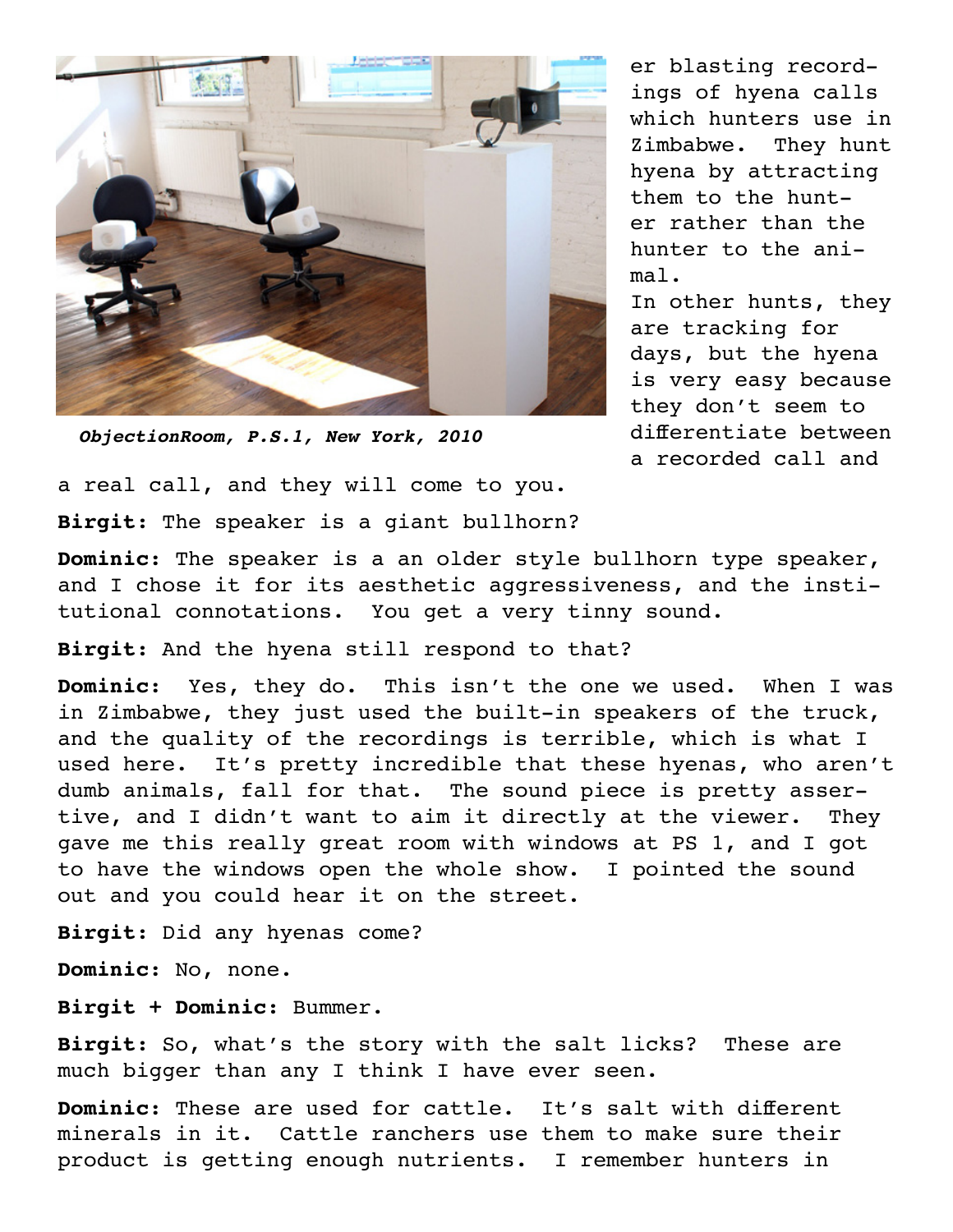*ObjectionRoom, P.S.1, New York, 2010*

er blasting recordings of hyena calls which hunters use in Zimbabwe. They hunt hyena by attracting them to the hunter rather than the hunter to the animal.
In other hunts, they are tracking for days, but the hyena is very easy because they don't seem to differentiate between a recorded call and a real call, and they will come to you.

**Birgit:** The speaker is a giant bullhorn?

**Dominic:** The speaker is a an older style bullhorn type speaker, and I chose it for its aesthetic aggressiveness, and the institutional connotations. You get a very tinny sound.

**Birgit:** And the hyena still respond to that?

**Dominic:** Yes, they do. This isn't the one we used. When I was in Zimbabwe, they just used the built-in speakers of the truck, and the quality of the recordings is terrible, which is what I used here. It's pretty incredible that these hyenas, who aren't dumb animals, fall for that. The sound piece is pretty assertive, and I didn't want to aim it directly at the viewer. They gave me this really great room with windows at PS 1, and I got to have the windows open the whole show. I pointed the sound out and you could hear it on the street.

**Birgit:** Did any hyenas come?

**Dominic:** No, none.

**Birgit + Dominic:** Bummer.

**Birgit:** So, what's the story with the salt licks? These are much bigger than any I think I have ever seen.

**Dominic:** These are used for cattle. It's salt with different minerals in it. Cattle ranchers use them to make sure their product is getting enough nutrients. I remember hunters in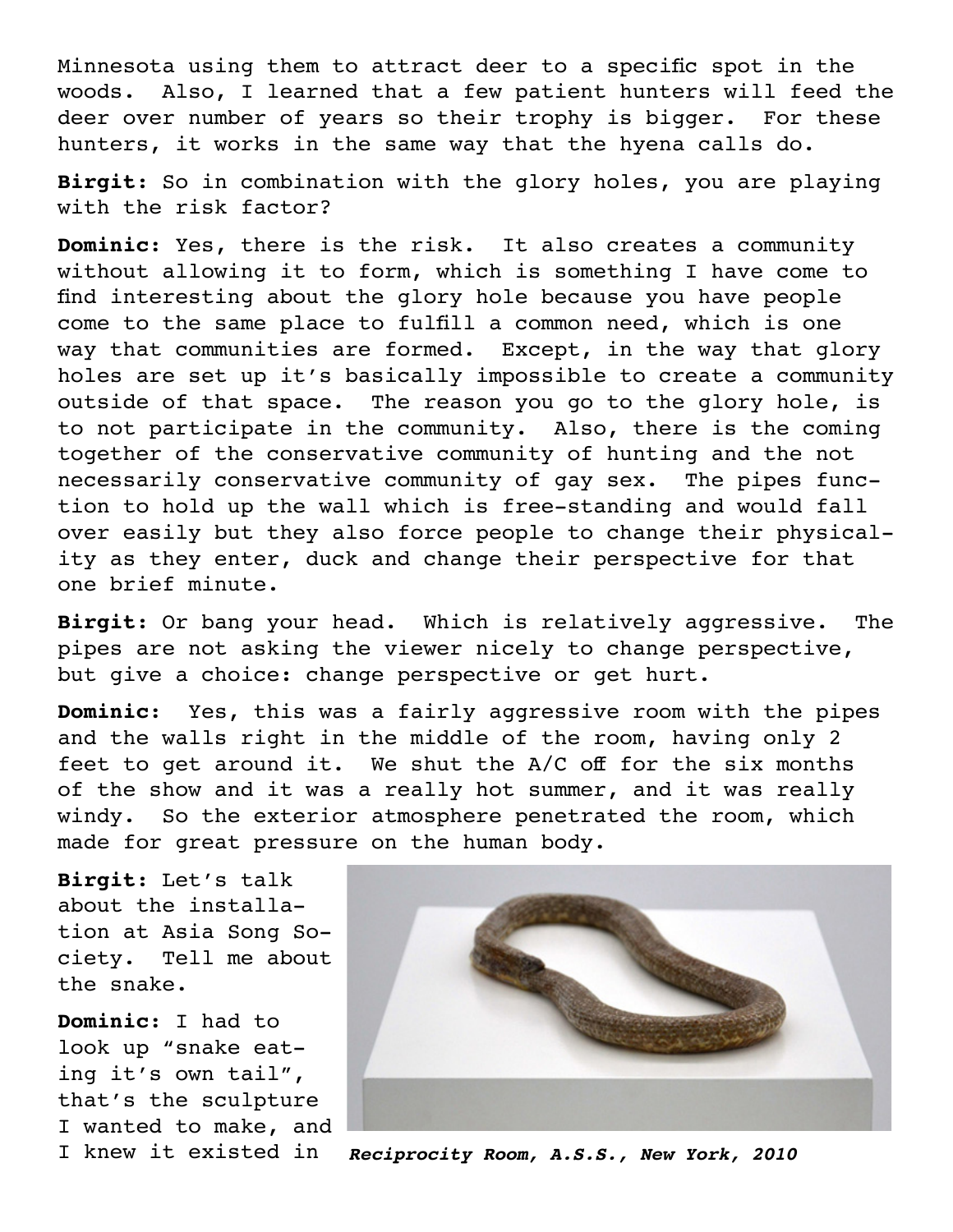Minnesota using them to attract deer to a specific spot in the woods. Also, I learned that a few patient hunters will feed the deer over number of years so their trophy is bigger. For these hunters, it works in the same way that the hyena calls do.

**Birgit:** So in combination with the glory holes, you are playing with the risk factor?

**Dominic:** Yes, there is the risk. It also creates a community without allowing it to form, which is something I have come to find interesting about the glory hole because you have people come to the same place to fulfill a common need, which is one way that communities are formed. Except, in the way that glory holes are set up it's basically impossible to create a community outside of that space. The reason you go to the glory hole, is to not participate in the community. Also, there is the coming together of the conservative community of hunting and the not necessarily conservative community of gay sex. The pipes function to hold up the wall which is free-standing and would fall over easily but they also force people to change their physicality as they enter, duck and change their perspective for that one brief minute.

**Birgit:** Or bang your head. Which is relatively aggressive. The pipes are not asking the viewer nicely to change perspective, but give a choice: change perspective or get hurt.

**Dominic:** Yes, this was a fairly aggressive room with the pipes and the walls right in the middle of the room, having only 2 feet to get around it. We shut the A/C off for the six months of the show and it was a really hot summer, and it was really windy. So the exterior atmosphere penetrated the room, which made for great pressure on the human body.

**Birgit:** Let's talk about the installation at Asia Song Society. Tell me about the snake.

**Dominic:** I had to look up "snake eating it's own tail", that's the sculpture I wanted to make, and I knew it existed in

***Reciprocity Room, A.S.S., New York, 2010***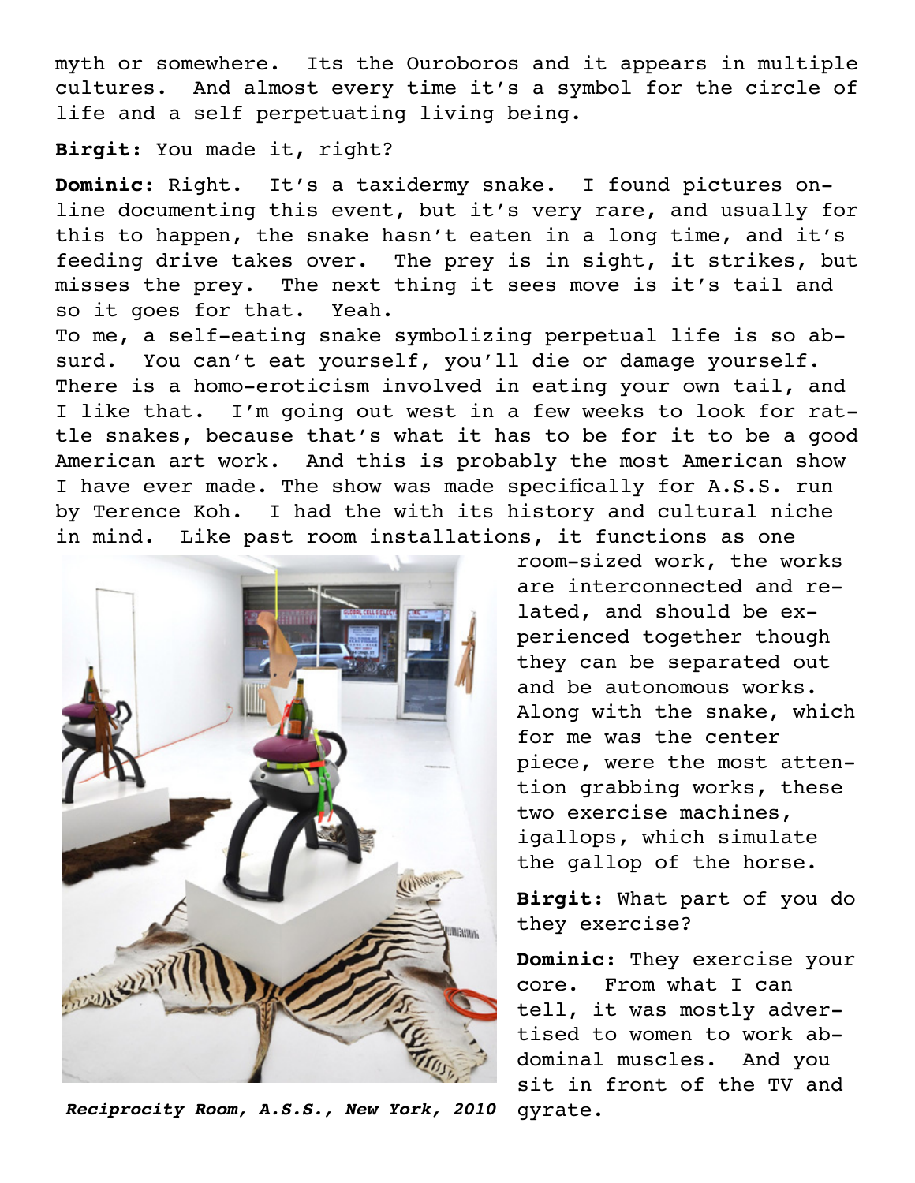myth or somewhere. Its the Ouroboros and it appears in multiple cultures. And almost every time it's a symbol for the circle of life and a self perpetuating living being.

**Birgit:** You made it, right?

**Dominic:** Right. It's a taxidermy snake. I found pictures online documenting this event, but it's very rare, and usually for this to happen, the snake hasn't eaten in a long time, and it's feeding drive takes over. The prey is in sight, it strikes, but misses the prey. The next thing it sees move is it's tail and so it goes for that. Yeah.
To me, a self-eating snake symbolizing perpetual life is so absurd. You can't eat yourself, you'll die or damage yourself. There is a homo-eroticism involved in eating your own tail, and I like that. I'm going out west in a few weeks to look for rattle snakes, because that's what it has to be for it to be a good American art work. And this is probably the most American show I have ever made. The show was made specifically for A.S.S. run by Terence Koh. I had the with its history and cultural niche in mind. Like past room installations, it functions as one room-sized work, the works are interconnected and related, and should be experienced together though they can be separated out and be autonomous works. Along with the snake, which for me was the center piece, were the most attention grabbing works, these two exercise machines, igallops, which simulate the gallop of the horse.

*Reciprocity Room, A.S.S., New York, 2010*

**Birgit:** What part of you do they exercise?

**Dominic:** They exercise your core. From what I can tell, it was mostly advertised to women to work abdominal muscles. And you sit in front of the TV and gyrate.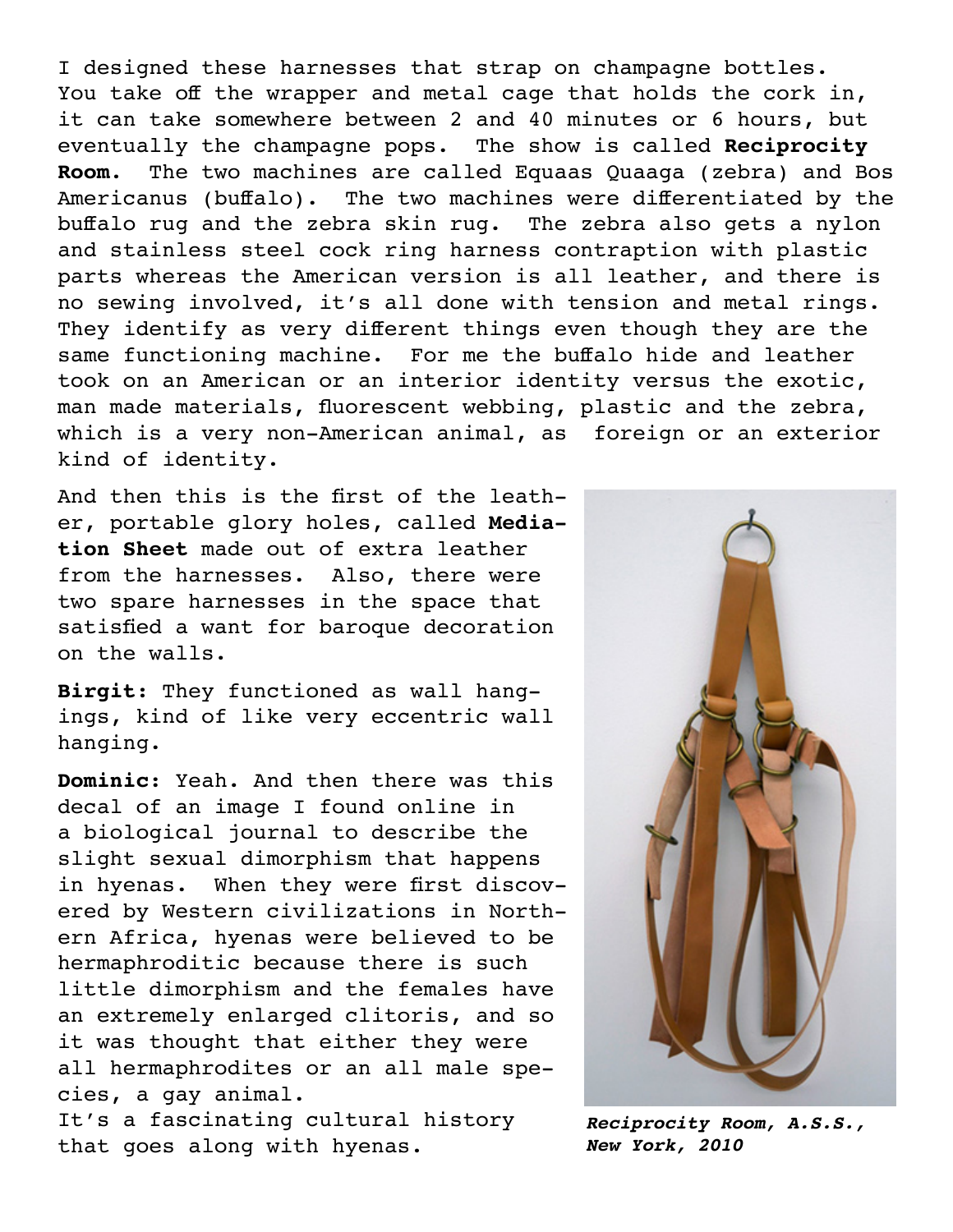I designed these harnesses that strap on champagne bottles. You take off the wrapper and metal cage that holds the cork in, it can take somewhere between 2 and 40 minutes or 6 hours, but eventually the champagne pops. The show is called **Reciprocity Room**. The two machines are called Equaas Quaaga (zebra) and Bos Americanus (buffalo). The two machines were differentiated by the buffalo rug and the zebra skin rug. The zebra also gets a nylon and stainless steel cock ring harness contraption with plastic parts whereas the American version is all leather, and there is no sewing involved, it's all done with tension and metal rings. They identify as very different things even though they are the same functioning machine. For me the buffalo hide and leather took on an American or an interior identity versus the exotic, man made materials, fluorescent webbing, plastic and the zebra, which is a very non-American animal, as foreign or an exterior kind of identity.

And then this is the first of the leather, portable glory holes, called **Mediation Sheet** made out of extra leather from the harnesses. Also, there were two spare harnesses in the space that satisfied a want for baroque decoration on the walls.

**Birgit:** They functioned as wall hangings, kind of like very eccentric wall hanging.

**Dominic:** Yeah. And then there was this decal of an image I found online in a biological journal to describe the slight sexual dimorphism that happens in hyenas. When they were first discovered by Western civilizations in Northern Africa, hyenas were believed to be hermaphroditic because there is such little dimorphism and the females have an extremely enlarged clitoris, and so it was thought that either they were all hermaphrodites or an all male species, a gay animal.
It's a fascinating cultural history that goes along with hyenas.

***Reciprocity Room, A.S.S., New York, 2010***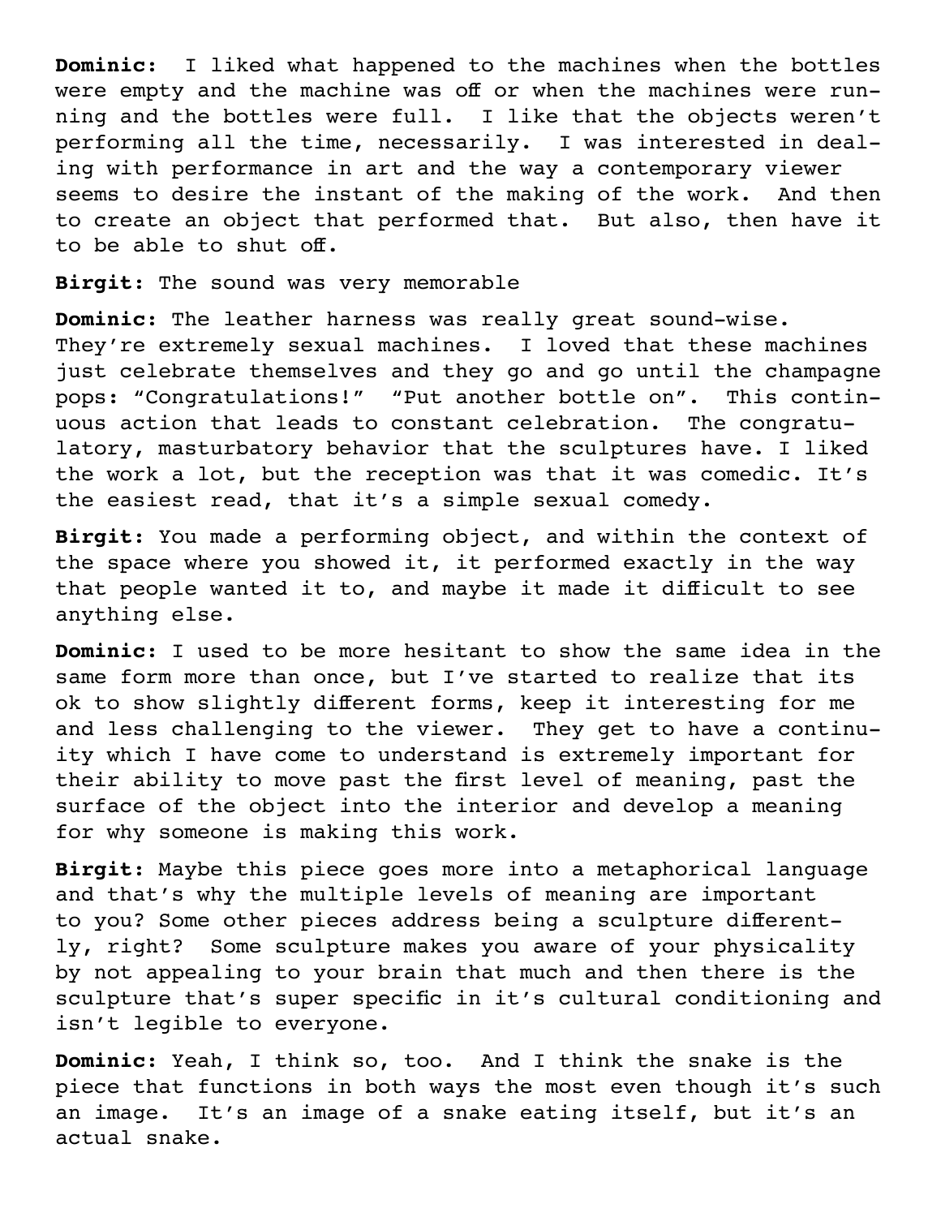**Dominic:** I liked what happened to the machines when the bottles were empty and the machine was off or when the machines were running and the bottles were full. I like that the objects weren't performing all the time, necessarily. I was interested in dealing with performance in art and the way a contemporary viewer seems to desire the instant of the making of the work. And then to create an object that performed that. But also, then have it to be able to shut off.

**Birgit:** The sound was very memorable

**Dominic:** The leather harness was really great sound-wise. They're extremely sexual machines. I loved that these machines just celebrate themselves and they go and go until the champagne pops: "Congratulations!" "Put another bottle on". This continuous action that leads to constant celebration. The congratulatory, masturbatory behavior that the sculptures have. I liked the work a lot, but the reception was that it was comedic. It's the easiest read, that it's a simple sexual comedy.

**Birgit:** You made a performing object, and within the context of the space where you showed it, it performed exactly in the way that people wanted it to, and maybe it made it difficult to see anything else.

**Dominic:** I used to be more hesitant to show the same idea in the same form more than once, but I've started to realize that its ok to show slightly different forms, keep it interesting for me and less challenging to the viewer. They get to have a continuity which I have come to understand is extremely important for their ability to move past the first level of meaning, past the surface of the object into the interior and develop a meaning for why someone is making this work.

**Birgit:** Maybe this piece goes more into a metaphorical language and that's why the multiple levels of meaning are important to you? Some other pieces address being a sculpture differently, right? Some sculpture makes you aware of your physicality by not appealing to your brain that much and then there is the sculpture that's super specific in it's cultural conditioning and isn't legible to everyone.

**Dominic:** Yeah, I think so, too. And I think the snake is the piece that functions in both ways the most even though it's such an image. It's an image of a snake eating itself, but it's an actual snake.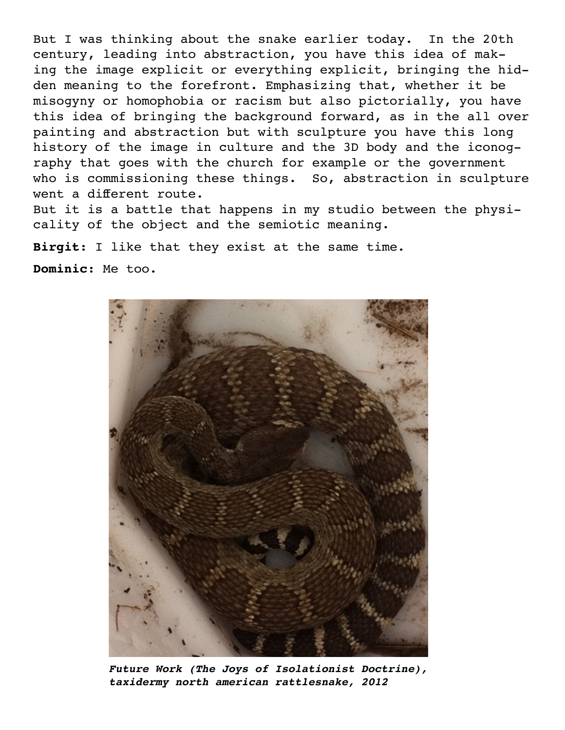But I was thinking about the snake earlier today. In the 20th century, leading into abstraction, you have this idea of making the image explicit or everything explicit, bringing the hidden meaning to the forefront. Emphasizing that, whether it be misogyny or homophobia or racism but also pictorially, you have this idea of bringing the background forward, as in the all over painting and abstraction but with sculpture you have this long history of the image in culture and the 3D body and the iconography that goes with the church for example or the government who is commissioning these things. So, abstraction in sculpture went a different route.
But it is a battle that happens in my studio between the physicality of the object and the semiotic meaning.

**Birgit:** I like that they exist at the same time.

**Dominic:** Me too.

***Future Work (The Joys of Isolationist Doctrine), taxidermy north american rattlesnake, 2012***